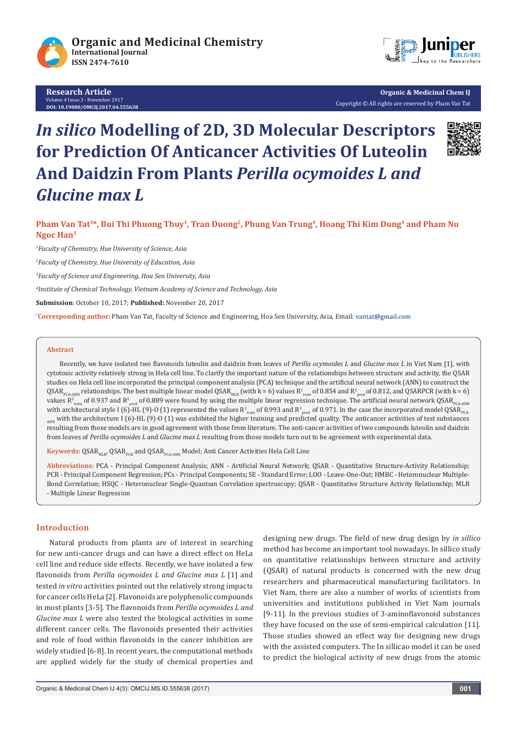Research Article

DOI: 10.19080/OMCIJ.2017.04.555638

Copyright © All rights are reserved by Pham Van Tat

# *In silico* Modelling of 2D, 3D Molecular Descriptors for Prediction Of Anticancer Activities Of Luteolin And Daidzin From Plants *Perilla ocymoides L and Glucine max L*

**Pham Van Tat[3]*, Bui Thi Phuong Thuy[1], Tran Duong[2], Phung Van Trung[4], Hoang Thi Kim Dung[4] and Pham Nu Ngoc Han[3]**

[1]*Faculty of Chemistry, Hue University of Science, Asia*

[2]*Faculty of Chemistry, Hue University of Education, Asia*

[3]*Faculty of Science and Engineering, Hoa Sen University, Asia*

[4]*Institute of Chemical Technology, Vietnam Academy of Science and Technology, Asia*

**Submission**: October 10, 2017; **Published:** November 20, 2017

***Corresponding author:** Pham Van Tat, Faculty of Science and Engineering, Hoa Sen University, Asia, Email: vantat@gmail.com

## Abstract

Recently, we have isolated two flavonoids luteolin and daidzin from leaves of *Perilla ocymoides L* and *Glucine max L* in Viet Nam [1], with cytotoxic activity relatively strong in Hela cell line. To clarify the important nature of the relationships between structure and activity, the QSAR studies on Hela cell line incorporated the principal component analysis (PCA) technique and the artificial neural network (ANN) to construct the $QSAR_{PCA-ANN}$ relationships. The best multiple linear model $QSAR_{MLR}$ (with k = 6) values $R^2_{train}$ of 0.854 and $R^2_{pred}$ of 0.812, and QSARPCR (with k = 6) values $R^2_{train}$ of 0.937 and $R^2_{pred}$ of 0.889 were found by using the multiple linear regression technique. The artificial neural network $QSAR_{PCA-ANN}$ with architectural style I (6)-HL (9)-O (1) represented the values $R^2_{train}$ of 0.993 and $R^2_{pred}$ of 0.971. In the case the incorporated model $QSAR_{PCA-ANN}$ with the architecture I (6)-HL (9)-O (1) was exhibited the higher training and predicted quality. The anticancer activities of test substances resulting from those models are in good agreement with those from literature. The anti-cancer activities of two compounds luteolin and daidzin from leaves of *Perilla ocymoides L* and *Glucine max L* resulting from those models turn out to be agreement with experimental data.

**Keywords:** $QSAR_{MLR}$, $QSAR_{PCR}$ and $QSAR_{PCA-ANN}$ Model; Anti Cancer Activities Hela Cell Line

**Abbreviations:** PCA - Principal Component Analysis; ANN - Artificial Neural Network; QSAR - Quantitative Structure-Activity Relationship; PCR - Principal Component Regression; PCs - Principal Components; SE - Standard Error; LOO - Leave-One-Out; HMBC - Heteronuclear Multiple-Bond Correlation; HSQC - Heteronuclear Single-Quantum Correlation spectroscopy; QSAR - Quantitative Structure Activity Relationship; MLR - Multiple Linear Regression

## Introduction

Natural products from plants are of interest in searching for new anti-cancer drugs and can have a direct effect on HeLa cell line and reduce side effects. Recently, we have isolated a few flavonoids from *Perilla ocymoides L and Glucine max L* [1] and tested *in vitro* activities pointed out the relatively strong impacts for cancer cells HeLa [2]. Flavonoids are polyphenolic compounds in most plants [3-5]. The flavonoids from *Perilla ocymoides L and Glucine max L* were also tested the biological activities in some different cancer cells. The flavonoids presented their activities and role of food within flavonoids in the cancer inhibition are widely studied [6-8]. In recent years, the computational methods are applied widely for the study of chemical properties and designing new drugs. The field of new drug design by *in sillico* method has become an important tool nowadays. In sillico study on quantitative relationships between structure and activity (QSAR) of natural products is concerned with the new drug researchers and pharmaceutical manufacturing facilitators. In Viet Nam, there are also a number of works of scientists from universities and institutions published in Viet Nam journals [9-11]. In the previous studies of 3-aminoflavonoid substances they have focused on the use of semi-empirical calculation [11]. Those studies showed an effect way for designing new drugs with the assisted computers. The In sillicao model it can be used to predict the biological activity of new drugs from the atomic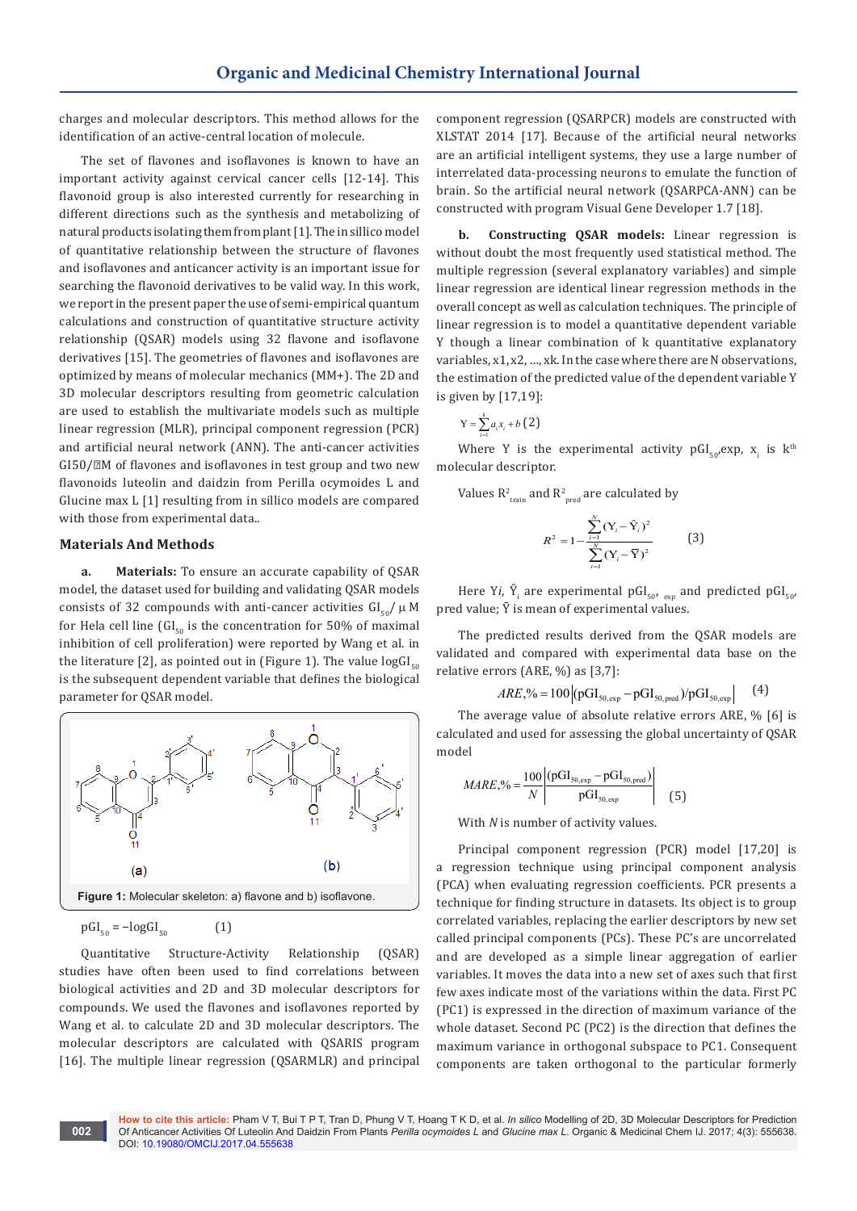charges and molecular descriptors. This method allows for the identification of an active-central location of molecule.

The set of flavones and isoflavones is known to have an important activity against cervical cancer cells [12-14]. This flavonoid group is also interested currently for researching in different directions such as the synthesis and metabolizing of natural products isolating them from plant [1]. The in silico model of quantitative relationship between the structure of flavones and isoflavones and anticancer activity is an important issue for searching the flavonoid derivatives to be valid way. In this work, we report in the present paper the use of semi-empirical quantum calculations and construction of quantitative structure activity relationship (QSAR) models using 32 flavone and isoflavone derivatives [15]. The geometries of flavones and isoflavones are optimized by means of molecular mechanics (MM+). The 2D and 3D molecular descriptors resulting from geometric calculation are used to establish the multivariate models such as multiple linear regression (MLR), principal component regression (PCR) and artificial neural network (ANN). The anti-cancer activities GI50/μM of flavones and isoflavones in test group and two new flavonoids luteolin and daidzin from Perilla ocymoides L and Glucine max L [1] resulting from in sillico models are compared with those from experimental data..

## Materials And Methods

**a. Materials:** To ensure an accurate capability of QSAR model, the dataset used for building and validating QSAR models consists of 32 compounds with anti-cancer activities $GI_{50}$/ μ M for Hela cell line ($GI_{50}$ is the concentration for 50% of maximal inhibition of cell proliferation) were reported by Wang et al. in the literature [2], as pointed out in (Figure 1). The value $\log GI_{50}$ is the subsequent dependent variable that defines the biological parameter for QSAR model.

Figure 1: Molecular skeleton: a) flavone and b) isoflavone.

$$pGI_{50} = -\log GI_{50} \quad (1)$$

Quantitative Structure-Activity Relationship (QSAR) studies have often been used to find correlations between biological activities and 2D and 3D molecular descriptors for compounds. We used the flavones and isoflavones reported by Wang et al. to calculate 2D and 3D molecular descriptors. The molecular descriptors are calculated with QSARIS program [16]. The multiple linear regression (QSARMLR) and principal component regression (QSARPCR) models are constructed with XLSTAT 2014 [17]. Because of the artificial neural networks are an artificial intelligent systems, they use a large number of interrelated data-processing neurons to emulate the function of brain. So the artificial neural network (QSARPCA-ANN) can be constructed with program Visual Gene Developer 1.7 [18].

**b. Constructing QSAR models:** Linear regression is without doubt the most frequently used statistical method. The multiple regression (several explanatory variables) and simple linear regression are identical linear regression methods in the overall concept as well as calculation techniques. The principle of linear regression is to model a quantitative dependent variable Y though a linear combination of k quantitative explanatory variables, x1, x2, ..., xk. In the case where there are N observations, the estimation of the predicted value of the dependent variable Y is given by [17,19]:

$$Y = \sum_{i=1}^{k} a_i x_i + b \quad (2)$$

Where Y is the experimental activity $pGI_{50}$,exp, $x_i$ is $k^{th}$ molecular descriptor.

Values $R^2_{train}$ and $R^2_{pred}$ are calculated by

$$R^2 = 1 - \frac{\sum_{i=1}^{N}(Y_i - \hat{Y}_i)^2}{\sum_{i=1}^{N}(Y_i - \bar{Y})^2} \quad (3)$$

Here $Y_i$, $\hat{Y}_i$ are experimental $pGI_{50,exp}$ and predicted $pGI_{50}$, pred value; $\bar{Y}$ is mean of experimental values.

The predicted results derived from the QSAR models are validated and compared with experimental data base on the relative errors (ARE, %) as [3,7]:

$$ARE,\% = 100\left|(pGI_{50,exp} - pGI_{50,pred})/pGI_{50,exp}\right| \quad (4)$$

The average value of absolute relative errors ARE, % [6] is calculated and used for assessing the global uncertainty of QSAR model

$$MARE,\% = \frac{100}{N}\left|\frac{(pGI_{50,exp} - pGI_{50,pred})}{pGI_{50,exp}}\right| \quad (5)$$

With $N$ is number of activity values.

Principal component regression (PCR) model [17,20] is a regression technique using principal component analysis (PCA) when evaluating regression coefficients. PCR presents a technique for finding structure in datasets. Its object is to group correlated variables, replacing the earlier descriptors by new set called principal components (PCs). These PC's are uncorrelated and are developed as a simple linear aggregation of earlier variables. It moves the data into a new set of axes such that first few axes indicate most of the variations within the data. First PC (PC1) is expressed in the direction of maximum variance of the whole dataset. Second PC (PC2) is the direction that defines the maximum variance in orthogonal subspace to PC1. Consequent components are taken orthogonal to the particular formerly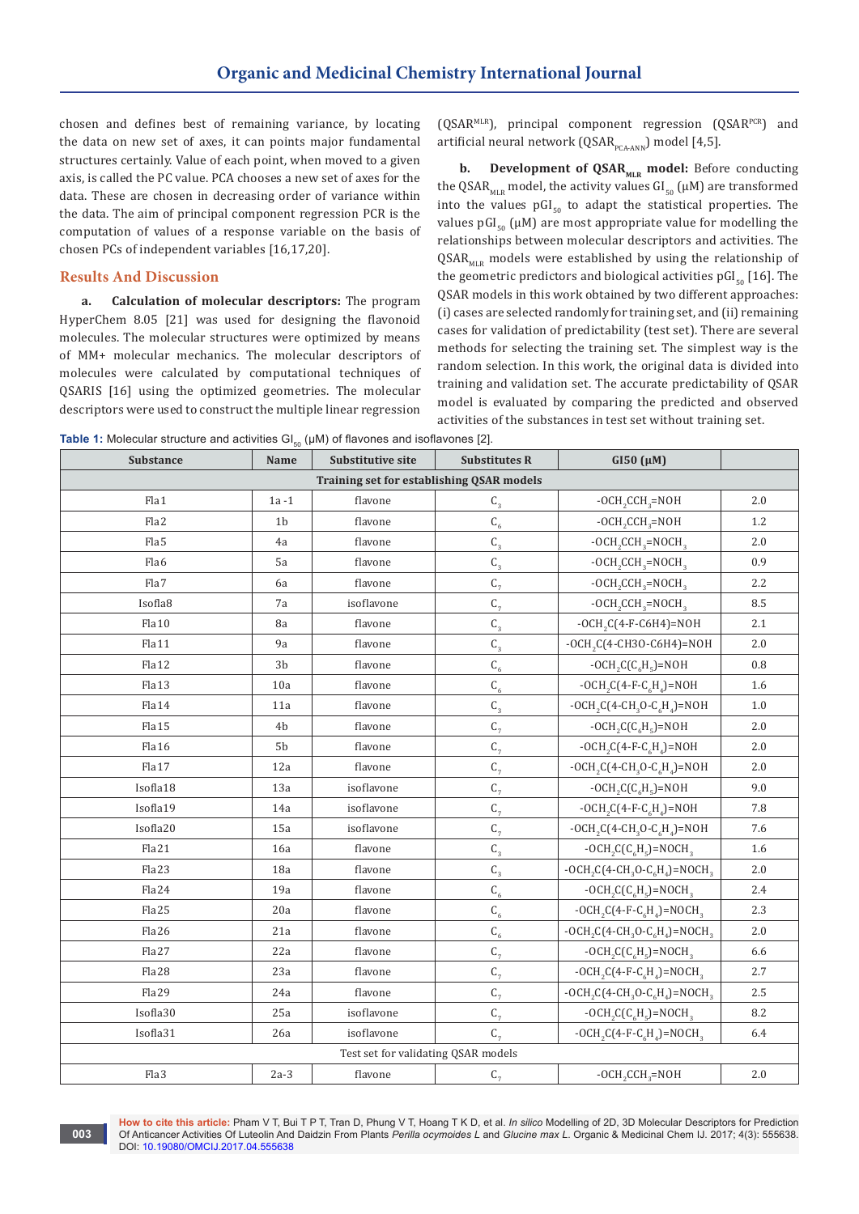chosen and defines best of remaining variance, by locating the data on new set of axes, it can points major fundamental structures certainly. Value of each point, when moved to a given axis, is called the PC value. PCA chooses a new set of axes for the data. These are chosen in decreasing order of variance within the data. The aim of principal component regression PCR is the computation of values of a response variable on the basis of chosen PCs of independent variables [16,17,20].

## Results And Discussion

**a. Calculation of molecular descriptors:** The program HyperChem 8.05 [21] was used for designing the flavonoid molecules. The molecular structures were optimized by means of MM+ molecular mechanics. The molecular descriptors of molecules were calculated by computational techniques of QSARIS [16] using the optimized geometries. The molecular descriptors were used to construct the multiple linear regression ($QSAR^{MLR}$), principal component regression ($QSAR^{PCR}$) and artificial neural network ($QSAR_{PCA-ANN}$) model [4,5].

**b. Development of $QSAR_{MLR}$ model:** Before conducting the $QSAR_{MLR}$ model, the activity values $GI_{50}$ (μM) are transformed into the values $pGI_{50}$ to adapt the statistical properties. The values $pGI_{50}$ (μM) are most appropriate value for modelling the relationships between molecular descriptors and activities. The $QSAR_{MLR}$ models were established by using the relationship of the geometric predictors and biological activities $pGI_{50}$ [16]. The QSAR models in this work obtained by two different approaches: (i) cases are selected randomly for training set, and (ii) remaining cases for validation of predictability (test set). There are several methods for selecting the training set. The simplest way is the random selection. In this work, the original data is divided into training and validation set. The accurate predictability of QSAR model is evaluated by comparing the predicted and observed activities of the substances in test set without training set.

**Table 1:** Molecular structure and activities $GI_{50}$ (μM) of flavones and isoflavones [2].

| Substance | Name | Substitutive site | Substitutes R | GI50 (μM) | |
|---|---|---|---|---|---|
| Training set for establishing QSAR models | | | | | |
| Fla1 | 1a -1 | flavone | $C_3$ | $-OCH_2CCH_3=NOH$ | 2.0 |
| Fla2 | 1b | flavone | $C_6$ | $-OCH_2CCH_3=NOH$ | 1.2 |
| Fla5 | 4a | flavone | $C_3$ | $-OCH_2CCH_3=NOCH_3$ | 2.0 |
| Fla6 | 5a | flavone | $C_3$ | $-OCH_2CCH_3=NOCH_3$ | 0.9 |
| Fla7 | 6a | flavone | $C_7$ | $-OCH_2CCH_3=NOCH_3$ | 2.2 |
| Isofla8 | 7a | isoflavone | $C_7$ | $-OCH_2CCH_3=NOCH_3$ | 8.5 |
| Fla10 | 8a | flavone | $C_3$ | $-OCH_2C(4\text{-}F\text{-}C6H4)=NOH$ | 2.1 |
| Fla11 | 9a | flavone | $C_3$ | $-OCH_2C(4\text{-}CH3O\text{-}C6H4)=NOH$ | 2.0 |
| Fla12 | 3b | flavone | $C_6$ | $-OCH_2C(C_6H_5)=NOH$ | 0.8 |
| Fla13 | 10a | flavone | $C_6$ | $-OCH_2C(4\text{-}F\text{-}C_6H_4)=NOH$ | 1.6 |
| Fla14 | 11a | flavone | $C_3$ | $-OCH_2C(4\text{-}CH_3O\text{-}C_6H_4)=NOH$ | 1.0 |
| Fla15 | 4b | flavone | $C_7$ | $-OCH_2C(C_6H_5)=NOH$ | 2.0 |
| Fla16 | 5b | flavone | $C_7$ | $-OCH_2C(4\text{-}F\text{-}C_6H_4)=NOH$ | 2.0 |
| Fla17 | 12a | flavone | $C_7$ | $-OCH_2C(4\text{-}CH_3O\text{-}C_6H_4)=NOH$ | 2.0 |
| Isofla18 | 13a | isoflavone | $C_7$ | $-OCH_2C(C_6H_5)=NOH$ | 9.0 |
| Isofla19 | 14a | isoflavone | $C_7$ | $-OCH_2C(4\text{-}F\text{-}C_6H_4)=NOH$ | 7.8 |
| Isofla20 | 15a | isoflavone | $C_7$ | $-OCH_2C(4\text{-}CH_3O\text{-}C_6H_4)=NOH$ | 7.6 |
| Fla21 | 16a | flavone | $C_3$ | $-OCH_2C(C_6H_5)=NOCH_3$ | 1.6 |
| Fla23 | 18a | flavone | $C_3$ | $-OCH_2C(4\text{-}CH_3O\text{-}C_6H_4)=NOCH_3$ | 2.0 |
| Fla24 | 19a | flavone | $C_6$ | $-OCH_2C(C_6H_5)=NOCH_3$ | 2.4 |
| Fla25 | 20a | flavone | $C_6$ | $-OCH_2C(4\text{-}F\text{-}C_6H_4)=NOCH_3$ | 2.3 |
| Fla26 | 21a | flavone | $C_6$ | $-OCH_2C(4\text{-}CH_3O\text{-}C_6H_4)=NOCH_3$ | 2.0 |
| Fla27 | 22a | flavone | $C_7$ | $-OCH_2C(C_6H_5)=NOCH_3$ | 6.6 |
| Fla28 | 23a | flavone | $C_7$ | $-OCH_2C(4\text{-}F\text{-}C_6H_4)=NOCH_3$ | 2.7 |
| Fla29 | 24a | flavone | $C_7$ | $-OCH_2C(4\text{-}CH_3O\text{-}C_6H_4)=NOCH_3$ | 2.5 |
| Isofla30 | 25a | isoflavone | $C_7$ | $-OCH_2C(C_6H_5)=NOCH_3$ | 8.2 |
| Isofla31 | 26a | isoflavone | $C_7$ | $-OCH_2C(4\text{-}F\text{-}C_6H_4)=NOCH_3$ | 6.4 |
| Test set for validating QSAR models | | | | | |
| Fla3 | 2a-3 | flavone | $C_7$ | $-OCH_2CCH_3=NOH$ | 2.0 |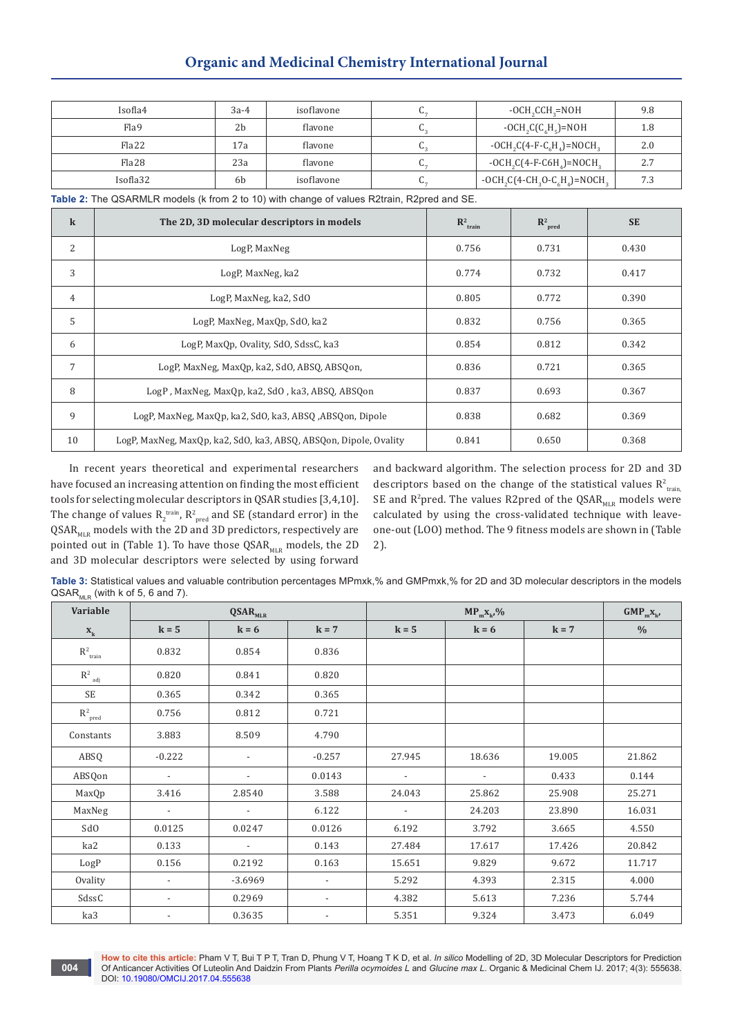| Isofla4 | 3a-4 | isoflavone | $C_7$ | $-OCH_2CCH_3=NOH$ | 9.8 |
|---|---|---|---|---|---|
| Fla9 | 2b | flavone | $C_3$ | $-OCH_2C(C_6H_5)=NOH$ | 1.8 |
| Fla22 | 17a | flavone | $C_3$ | $-OCH_2C(4\text{-}F\text{-}C_6H_4)=NOCH_3$ | 2.0 |
| Fla28 | 23a | flavone | $C_7$ | $-OCH_2C(4\text{-}F\text{-}C6H_4)=NOCH_3$ | 2.7 |
| Isofla32 | 6b | isoflavone | $C_7$ | $-OCH_2C(4\text{-}CH_3O\text{-}C_6H_4)=NOCH_3$ | 7.3 |

**Table 2:** The QSARMLR models (k from 2 to 10) with change of values R2train, R2pred and SE.

| k | The 2D, 3D molecular descriptors in models | $R^2_{train}$ | $R^2_{pred}$ | SE |
|---|---|---|---|---|
| 2 | LogP, MaxNeg | 0.756 | 0.731 | 0.430 |
| 3 | LogP, MaxNeg, ka2 | 0.774 | 0.732 | 0.417 |
| 4 | LogP, MaxNeg, ka2, SdO | 0.805 | 0.772 | 0.390 |
| 5 | LogP, MaxNeg, MaxQp, SdO, ka2 | 0.832 | 0.756 | 0.365 |
| 6 | LogP, MaxQp, Ovality, SdO, SdssC, ka3 | 0.854 | 0.812 | 0.342 |
| 7 | LogP, MaxNeg, MaxQp, ka2, SdO, ABSQ, ABSQon, | 0.836 | 0.721 | 0.365 |
| 8 | LogP , MaxNeg, MaxQp, ka2, SdO , ka3, ABSQ, ABSQon | 0.837 | 0.693 | 0.367 |
| 9 | LogP, MaxNeg, MaxQp, ka2, SdO, ka3, ABSQ ,ABSQon, Dipole | 0.838 | 0.682 | 0.369 |
| 10 | LogP, MaxNeg, MaxQp, ka2, SdO, ka3, ABSQ, ABSQon, Dipole, Ovality | 0.841 | 0.650 | 0.368 |

In recent years theoretical and experimental researchers have focused an increasing attention on finding the most efficient tools for selecting molecular descriptors in QSAR studies [3,4,10]. The change of values $R_2^{train}$, $R^2_{pred}$ and SE (standard error) in the $QSAR_{MLR}$ models with the 2D and 3D predictors, respectively are pointed out in (Table 1). To have those $QSAR_{MLR}$ models, the 2D and 3D molecular descriptors were selected by using forward and backward algorithm. The selection process for 2D and 3D descriptors based on the change of the statistical values $R^2_{train,}$ SE and $R^2$pred. The values R2pred of the $QSAR_{MLR}$ models were calculated by using the cross-validated technique with leave-one-out (LOO) method. The 9 fitness models are shown in (Table 2).

**Table 3:** Statistical values and valuable contribution percentages MPmxk,% and GMPmxk,% for 2D and 3D molecular descriptors in the models $QSAR_{MLR}$ (with k of 5, 6 and 7).

| Variable | $QSAR_{MLR}$ | | | $MP_mx_k$,% | | | $GMP_mx_k$, |
|---|---|---|---|---|---|---|---|
| $x_k$ | k = 5 | k = 6 | k = 7 | k = 5 | k = 6 | k = 7 | % |
| $R^2_{train}$ | 0.832 | 0.854 | 0.836 | | | | |
| $R^2_{adj}$ | 0.820 | 0.841 | 0.820 | | | | |
| SE | 0.365 | 0.342 | 0.365 | | | | |
| $R^2_{pred}$ | 0.756 | 0.812 | 0.721 | | | | |
| Constants | 3.883 | 8.509 | 4.790 | | | | |
| ABSQ | -0.222 | - | -0.257 | 27.945 | 18.636 | 19.005 | 21.862 |
| ABSQon | - | - | 0.0143 | - | - | 0.433 | 0.144 |
| MaxQp | 3.416 | 2.8540 | 3.588 | 24.043 | 25.862 | 25.908 | 25.271 |
| MaxNeg | - | - | 6.122 | - | 24.203 | 23.890 | 16.031 |
| SdO | 0.0125 | 0.0247 | 0.0126 | 6.192 | 3.792 | 3.665 | 4.550 |
| ka2 | 0.133 | - | 0.143 | 27.484 | 17.617 | 17.426 | 20.842 |
| LogP | 0.156 | 0.2192 | 0.163 | 15.651 | 9.829 | 9.672 | 11.717 |
| Ovality | - | -3.6969 | - | 5.292 | 4.393 | 2.315 | 4.000 |
| SdssC | - | 0.2969 | - | 4.382 | 5.613 | 7.236 | 5.744 |
| ka3 | - | 0.3635 | - | 5.351 | 9.324 | 3.473 | 6.049 |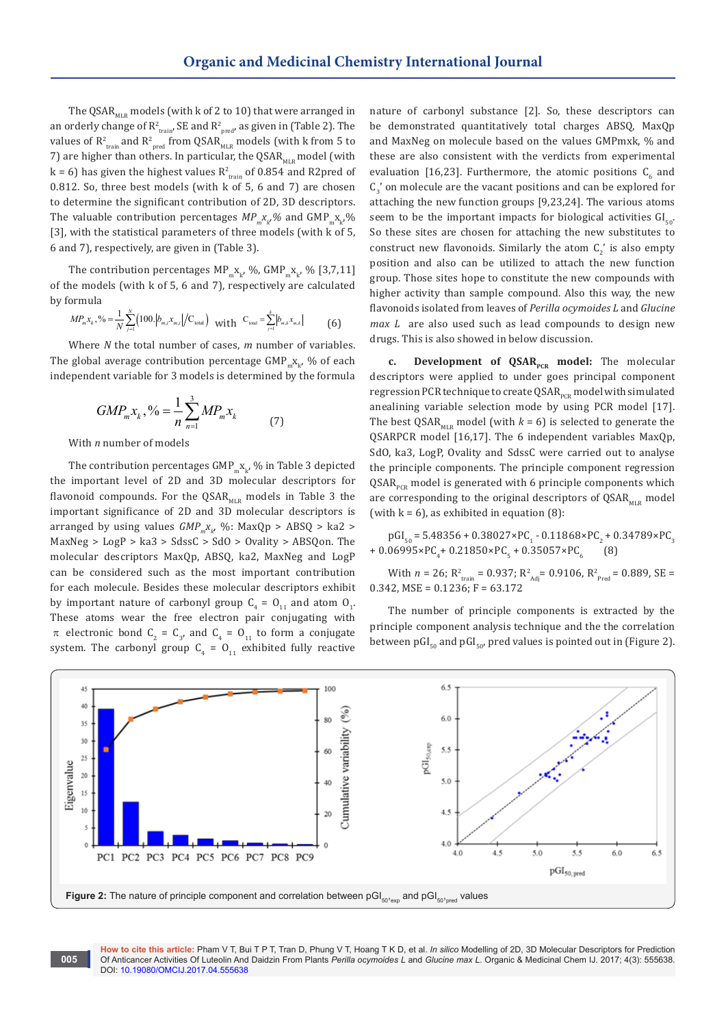The $QSAR_{MLR}$ models (with k of 2 to 10) that were arranged in an orderly change of $R^2_{train}$, SE and $R^2_{pred}$, as given in (Table 2). The values of $R^2_{train}$ and $R^2_{pred}$ from $QSAR_{MLR}$ models (with k from 5 to 7) are higher than others. In particular, the $QSAR_{MLR}$ model (with k = 6) has given the highest values $R^2_{train}$ of 0.854 and R2pred of 0.812. So, three best models (with k of 5, 6 and 7) are chosen to determine the significant contribution of 2D, 3D descriptors. The valuable contribution percentages $MP_m x_k$,% and $GMP_m x_k$,% [3], with the statistical parameters of three models (with k of 5, 6 and 7), respectively, are given in (Table 3).

The contribution percentages $MP_m x_k$, %, $GMP_m x_k$, % [3,7,11] of the models (with k of 5, 6 and 7), respectively are calculated by formula

$$MP_m x_k,\% = \frac{1}{N}\sum_{j=1}^{N}\left(100.\left|b_{m,i}x_{m,i}\right|/C_{total}\right) \text{ with } C_{total} = \sum_{j=1}^{k}\left|b_{m,k}x_{m,k}\right| \qquad (6)$$

Where *N* the total number of cases, *m* number of variables. The global average contribution percentage $GMP_m x_k$, % of each independent variable for 3 models is determined by the formula

$$GMP_m x_k,\% = \frac{1}{n}\sum_{n=1}^{3} MP_m x_k \qquad (7)$$

With *n* number of models

The contribution percentages $GMP_m x_k$, % in Table 3 depicted the important level of 2D and 3D molecular descriptors for flavonoid compounds. For the $QSAR_{MLR}$ models in Table 3 the important significance of 2D and 3D molecular descriptors is arranged by using values $GMP_m x_k$, %: MaxQp > ABSQ > ka2 > MaxNeg > LogP > ka3 > SdssC > SdO > Ovality > ABSQon. The molecular descriptors MaxQp, ABSQ, ka2, MaxNeg and LogP can be considered such as the most important contribution for each molecule. Besides these molecular descriptors exhibit by important nature of carbonyl group $C_4 = O_{11}$ and atom $O_1$. These atoms wear the free electron pair conjugating with $\pi$ electronic bond $C_2 = C_3$, and $C_4 = O_{11}$ to form a conjugate system. The carbonyl group $C_4 = O_{11}$ exhibited fully reactive nature of carbonyl substance [2]. So, these descriptors can be demonstrated quantitatively total charges ABSQ, MaxQp and MaxNeg on molecule based on the values GMPmxk, % and these are also consistent with the verdicts from experimental evaluation [16,23]. Furthermore, the atomic positions $C_6$ and $C_3'$ on molecule are the vacant positions and can be explored for attaching the new function groups [9,23,24]. The various atoms seem to be the important impacts for biological activities $GI_{50}$. So these sites are chosen for attaching the new substitutes to construct new flavonoids. Similarly the atom $C_2'$ is also empty position and also can be utilized to attach the new function group. Those sites hope to constitute the new compounds with higher activity than sample compound. Also this way, the new flavonoids isolated from leaves of *Perilla ocymoides L* and *Glucine max L* are also used such as lead compounds to design new drugs. This is also showed in below discussion.

**c. Development of $QSAR_{PCR}$ model:** The molecular descriptors were applied to under goes principal component regression PCR technique to create $QSAR_{PCR}$ model with simulated anealining variable selection mode by using PCR model [17]. The best $QSAR_{MLR}$ model (with *k* = 6) is selected to generate the QSARPCR model [16,17]. The 6 independent variables MaxQp, SdO, ka3, LogP, Ovality and SdssC were carried out to analyse the principle components. The principle component regression $QSAR_{PCR}$ model is generated with 6 principle components which are corresponding to the original descriptors of $QSAR_{MLR}$ model (with k = 6), as exhibited in equation (8):

$$pGI_{50} = 5.48356 + 0.38027\times PC_1 - 0.11868\times PC_2 + 0.34789\times PC_3 + 0.06995\times PC_4 + 0.21850\times PC_5 + 0.35057\times PC_6 \qquad (8)$$

With $n = 26$; $R^2_{train} = 0.937$; $R^2_{Adj} = 0.9106$, $R^2_{Pred} = 0.889$, SE = 0.342, MSE = 0.1236; F = 63.172

The number of principle components is extracted by the principle component analysis technique and the the correlation between $pGI_{50}$ and $pGI_{50}$, pred values is pointed out in (Figure 2).

**Figure 2:** The nature of principle component and correlation between $pGI_{50,exp}$ and $pGI_{50,pred}$ values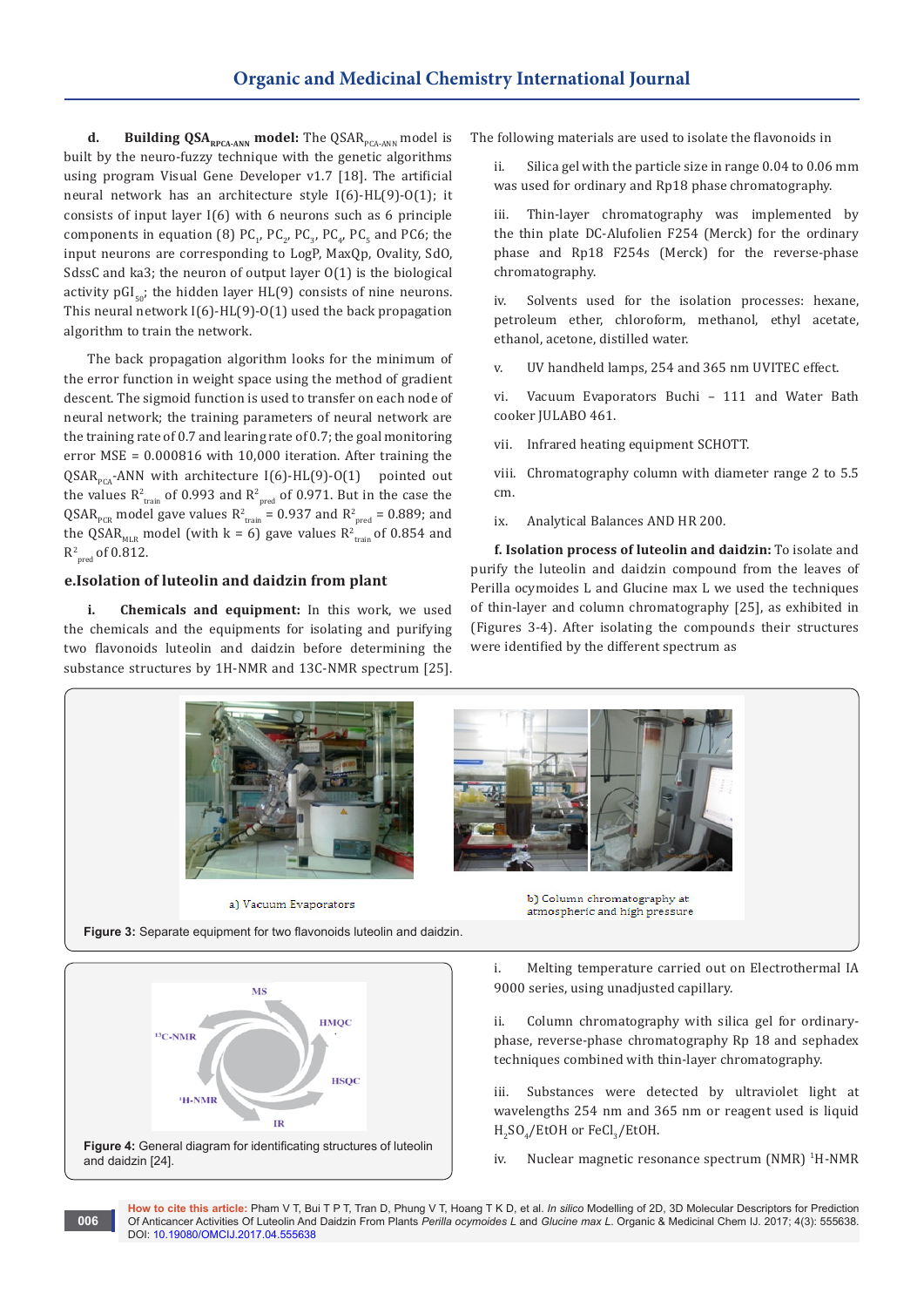**d. Building $QSAR_{RPCA-ANN}$ model:** The $QSAR_{PCA-ANN}$ model is built by the neuro-fuzzy technique with the genetic algorithms using program Visual Gene Developer v1.7 [18]. The artificial neural network has an architecture style I(6)-HL(9)-O(1); it consists of input layer I(6) with 6 neurons such as 6 principle components in equation (8) $PC_1$, $PC_2$, $PC_3$, $PC_4$, $PC_5$ and PC6; the input neurons are corresponding to LogP, MaxQp, Ovality, SdO, SdssC and ka3; the neuron of output layer O(1) is the biological activity $pGI_{50}$; the hidden layer HL(9) consists of nine neurons. This neural network I(6)-HL(9)-O(1) used the back propagation algorithm to train the network.

The back propagation algorithm looks for the minimum of the error function in weight space using the method of gradient descent. The sigmoid function is used to transfer on each node of neural network; the training parameters of neural network are the training rate of 0.7 and learing rate of 0.7; the goal monitoring error MSE = 0.000816 with 10,000 iteration. After training the $QSAR_{PCA}$-ANN with architecture I(6)-HL(9)-O(1) pointed out the values $R^2_{train}$ of 0.993 and $R^2_{pred}$ of 0.971. But in the case the $QSAR_{PCR}$ model gave values $R^2_{train}$ = 0.937 and $R^2_{pred}$ = 0.889; and the $QSAR_{MLR}$ model (with k = 6) gave values $R^2_{train}$ of 0.854 and $R^2_{pred}$ of 0.812.

## e. Isolation of luteolin and daidzin from plant

**i. Chemicals and equipment:** In this work, we used the chemicals and the equipments for isolating and purifying two flavonoids luteolin and daidzin before determining the substance structures by 1H-NMR and 13C-NMR spectrum [25]. The following materials are used to isolate the flavonoids in

ii. Silica gel with the particle size in range 0.04 to 0.06 mm was used for ordinary and Rp18 phase chromatography.

iii. Thin-layer chromatography was implemented by the thin plate DC-Alufolien F254 (Merck) for the ordinary phase and Rp18 F254s (Merck) for the reverse-phase chromatography.

iv. Solvents used for the isolation processes: hexane, petroleum ether, chloroform, methanol, ethyl acetate, ethanol, acetone, distilled water.

v. UV handheld lamps, 254 and 365 nm UVITEC effect.

vi. Vacuum Evaporators Buchi – 111 and Water Bath cooker JULABO 461.

vii. Infrared heating equipment SCHOTT.

viii. Chromatography column with diameter range 2 to 5.5 cm.

ix. Analytical Balances AND HR 200.

**f. Isolation process of luteolin and daidzin:** To isolate and purify the luteolin and daidzin compound from the leaves of Perilla ocymoides L and Glucine max L we used the techniques of thin-layer and column chromatography [25], as exhibited in (Figures 3-4). After isolating the compounds their structures were identified by the different spectrum as

a) Vacuum Evaporators

b) Column chromatography at atmospheric and high pressure

**Figure 3:** Separate equipment for two flavonoids luteolin and daidzin.

MS, HMQC, HSQC, IR, $^1$H-NMR, $^{13}$C-NMR

**Figure 4:** General diagram for identificating structures of luteolin and daidzin [24].

i. Melting temperature carried out on Electrothermal IA 9000 series, using unadjusted capillary.

ii. Column chromatography with silica gel for ordinary-phase, reverse-phase chromatography Rp 18 and sephadex techniques combined with thin-layer chromatography.

iii. Substances were detected by ultraviolet light at wavelengths 254 nm and 365 nm or reagent used is liquid $H_2SO_4$/EtOH or $FeCl_3$/EtOH.

iv. Nuclear magnetic resonance spectrum (NMR) $^1$H-NMR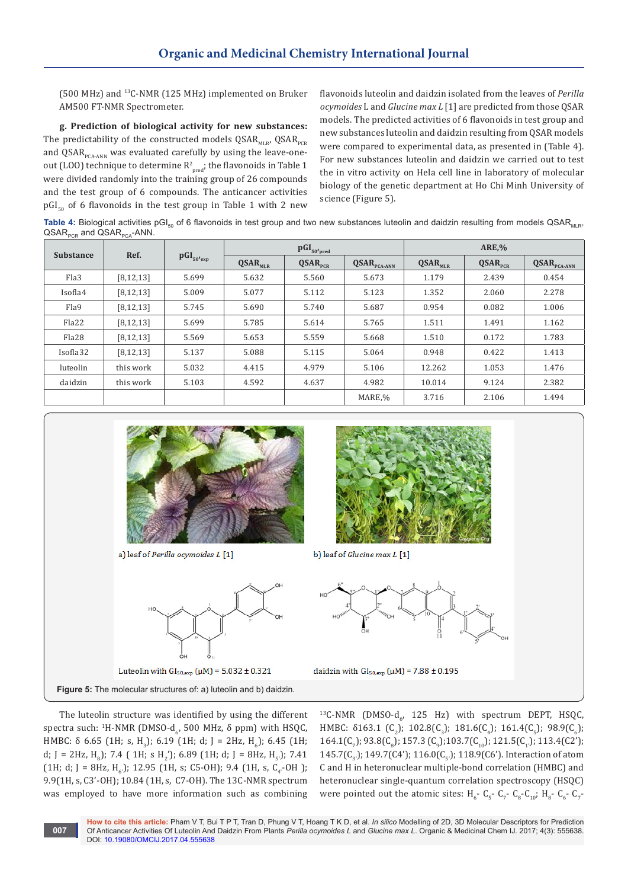(500 MHz) and [13]C-NMR (125 MHz) implemented on Bruker AM500 FT-NMR Spectrometer.

**g. Prediction of biological activity for new substances:** The predictability of the constructed models $QSAR_{MLR}$, $QSAR_{PCR}$ and $QSAR_{PCA\text{-}ANN}$ was evaluated carefully by using the leave-one-out (LOO) technique to determine $R^2_{pred}$; the flavonoids in Table 1 were divided randomly into the training group of 26 compounds and the test group of 6 compounds. The anticancer activities $pGI_{50}$ of 6 flavonoids in the test group in Table 1 with 2 new flavonoids luteolin and daidzin isolated from the leaves of *Perilla ocymoides* L and *Glucine max L* [1] are predicted from those QSAR models. The predicted activities of 6 flavonoids in test group and new substances luteolin and daidzin resulting from QSAR models were compared to experimental data, as presented in (Table 4). For new substances luteolin and daidzin we carried out to test the in vitro activity on Hela cell line in laboratory of molecular biology of the genetic department at Ho Chi Minh University of science (Figure 5).

**Table 4:** Biological activities $pGI_{50}$ of 6 flavonoids in test group and two new substances luteolin and daidzin resulting from models $QSAR_{MLR}$, $QSAR_{PCR}$ and $QSAR_{PCA}$-ANN.

| Substance | Ref. | $pGI_{50,exp}$ | $pGI_{50,pred}$ | | | ARE,% | | |
|---|---|---|---|---|---|---|---|---|
| | | | $QSAR_{MLR}$ | $QSAR_{PCR}$ | $QSAR_{PCA\text{-}ANN}$ | $QSAR_{MLR}$ | $QSAR_{PCR}$ | $QSAR_{PCA\text{-}ANN}$ |
| Fla3 | [8,12,13] | 5.699 | 5.632 | 5.560 | 5.673 | 1.179 | 2.439 | 0.454 |
| Isofla4 | [8,12,13] | 5.009 | 5.077 | 5.112 | 5.123 | 1.352 | 2.060 | 2.278 |
| Fla9 | [8,12,13] | 5.745 | 5.690 | 5.740 | 5.687 | 0.954 | 0.082 | 1.006 |
| Fla22 | [8,12,13] | 5.699 | 5.785 | 5.614 | 5.765 | 1.511 | 1.491 | 1.162 |
| Fla28 | [8,12,13] | 5.569 | 5.653 | 5.559 | 5.668 | 1.510 | 0.172 | 1.783 |
| Isofla32 | [8,12,13] | 5.137 | 5.088 | 5.115 | 5.064 | 0.948 | 0.422 | 1.413 |
| luteolin | this work | 5.032 | 4.415 | 4.979 | 5.106 | 12.262 | 1.053 | 1.476 |
| daidzin | this work | 5.103 | 4.592 | 4.637 | 4.982 | 10.014 | 9.124 | 2.382 |
| | | | | | MARE,% | 3.716 | 2.106 | 1.494 |

a) leaf of *Perilla ocymoides L* [1]

b) leaf of *Glucine max L* [1]

Luteolin with $GI_{50,exp}$ (µM) = 5.032 ± 0.321

daidzin with $GI_{50,exp}$ (µM) = 7.88 ± 0.195

**Figure 5:** The molecular structures of: a) luteolin and b) daidzin.

The luteolin structure was identified by using the different spectra such: [1]H-NMR (DMSO-$d_6$, 500 MHz, δ ppm) with HSQC, HMBC: δ 6.65 (1H; s, $H_3$); 6.19 (1H; d; J = 2Hz, $H_6$); 6.45 (1H; d; J = 2Hz, $H_8$); 7.4 ( 1H; s $H_2'$); 6.89 (1H; d; J = 8Hz, $H_5$); 7.41 (1H; d; J = 8Hz, $H_6$); 12.95 (1H, s; C5-OH); 9.4 (1H, s, $C_4'$-OH ); 9.9(1H, s, C3'-OH); 10.84 (1H, s, C7-OH). The 13C-NMR spectrum was employed to have more information such as combining [13]C-NMR (DMSO-$d_6$, 125 Hz) with spectrum DEPT, HSQC, HMBC: δ163.1 ($C_2$); 102.8($C_3$); 181.6($C_4$); 161.4($C_5$); 98.9($C_6$); 164.1($C_7$); 93.8($C_8$); 157.3 ($C_9$);103.7($C_{10}$); 121.5($C_1$); 113.4(C2'); 145.7($C_3$); 149.7(C4'); 116.0($C_5$); 118.9(C6'). Interaction of atom C and H in heteronuclear multiple-bond correlation (HMBC) and heteronuclear single-quantum correlation spectroscopy (HSQC) were pointed out the atomic sites: $H_6$- $C_5$- $C_7$- $C_8$-$C_{10}$; $H_8$- $C_6$- $C_7$-

**How to cite this article:** Pham V T, Bui T P T, Tran D, Phung V T, Hoang T K D, et al. *In silico* Modelling of 2D, 3D Molecular Descriptors for Prediction Of Anticancer Activities Of Luteolin And Daidzin From Plants *Perilla ocymoides L* and *Glucine max L*. Organic & Medicinal Chem IJ. 2017; 4(3): 555638. DOI: 10.19080/OMCIJ.2017.04.555638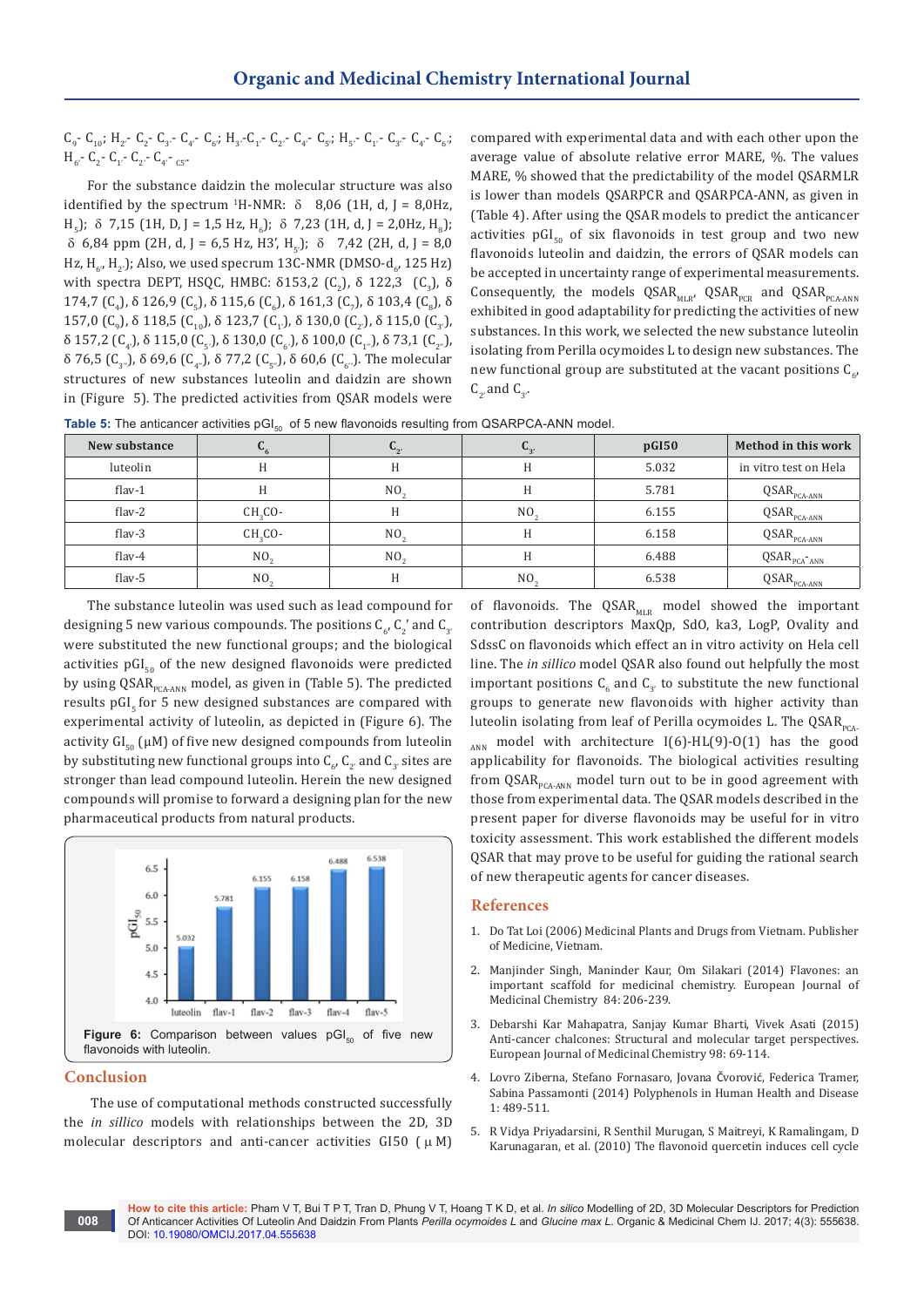$C_9$- $C_{10}$; $H_{2'}$- $C_{2'}$- $C_{3'}$- $C_{4'}$- $C_6$; $H_3$-$C_{1''}$- $C_{2''}$- $C_{4''}$- $C_5$; $H_5$- $C_{1'}$- $C_{3'}$- $C_{4'}$- $C_6$; $H_{6''}$- $C_{2''}$- $C_{1''}$- $C_{2''}$- $C_{4''}$- $C_{5''}$.

For the substance daidzin the molecular structure was also identified by the spectrum $^1$H-NMR: δ 8,06 (1H, d, J = 8,0Hz, $H_5$); δ 7,15 (1H, D, J = 1,5 Hz, $H_6$); δ 7,23 (1H, d, J = 2,0Hz, $H_8$); δ 6,84 ppm (2H, d, J = 6,5 Hz, H3', $H_{5'}$); δ 7,42 (2H, d, J = 8,0 Hz, $H_{6'}$, $H_{2'}$); Also, we used specrum 13C-NMR (DMSO-$d_6$, 125 Hz) with spectra DEPT, HSQC, HMBC: δ153,2 ($C_2$), δ 122,3 ($C_3$), δ 174,7 ($C_4$), δ 126,9 ($C_5$), δ 115,6 ($C_6$), δ 161,3 ($C_7$), δ 103,4 ($C_8$), δ 157,0 ($C_9$), δ 118,5 ($C_{10}$), δ 123,7 ($C_{1'}$), δ 130,0 ($C_{2'}$), δ 115,0 ($C_{3'}$), δ 157,2 ($C_{4'}$), δ 115,0 ($C_{5'}$), δ 130,0 ($C_{6'}$), δ 100,0 ($C_{1''}$), δ 73,1 ($C_{2''}$), δ 76,5 ($C_{3''}$), δ 69,6 ($C_{4''}$), δ 77,2 ($C_{5''}$), δ 60,6 ($C_{6''}$). The molecular structures of new substances luteolin and daidzin are shown in (Figure 5). The predicted activities from QSAR models were compared with experimental data and with each other upon the average value of absolute relative error MARE, %. The values MARE, % showed that the predictability of the model QSARMLR is lower than models QSARPCR and QSARPCA-ANN, as given in (Table 4). After using the QSAR models to predict the anticancer activities $pGI_{50}$ of six flavonoids in test group and two new flavonoids luteolin and daidzin, the errors of QSAR models can be accepted in uncertainty range of experimental measurements. Consequently, the models $QSAR_{MLR}$, $QSAR_{PCR}$ and $QSAR_{PCA\text{-}ANN}$ exhibited in good adaptability for predicting the activities of new substances. In this work, we selected the new substance luteolin isolating from Perilla ocymoides L to design new substances. The new functional group are substituted at the vacant positions $C_6$, $C_{2'}$ and $C_{3'}$.

**Table 5:** The anticancer activities $pGI_{50}$ of 5 new flavonoids resulting from QSARPCA-ANN model.

| New substance | $C_6$ | $C_{2'}$ | $C_{3'}$ | pGI50 | Method in this work |
|---|---|---|---|---|---|
| luteolin | H | H | H | 5.032 | in vitro test on Hela |
| flav-1 | H | $NO_2$ | H | 5.781 | $QSAR_{PCA\text{-}ANN}$ |
| flav-2 | $CH_3CO$- | H | $NO_2$ | 6.155 | $QSAR_{PCA\text{-}ANN}$ |
| flav-3 | $CH_3CO$- | $NO_2$ | H | 6.158 | $QSAR_{PCA\text{-}ANN}$ |
| flav-4 | $NO_2$ | $NO_2$ | H | 6.488 | $QSAR_{PCA\text{-}ANN}$ |
| flav-5 | $NO_2$ | H | $NO_2$ | 6.538 | $QSAR_{PCA\text{-}ANN}$ |

The substance luteolin was used such as lead compound for designing 5 new various compounds. The positions $C_6$, $C_2$' and $C_{3'}$ were substituted the new functional groups; and the biological activities $pGI_{50}$ of the new designed flavonoids were predicted by using $QSAR_{PCA\text{-}ANN}$ model, as given in (Table 5). The predicted results $pGI_5$ for 5 new designed substances are compared with experimental activity of luteolin, as depicted in (Figure 6). The activity $GI_{50}$ (μM) of five new designed compounds from luteolin by substituting new functional groups into $C_6$, $C_{2'}$ and $C_{3'}$ sites are stronger than lead compound luteolin. Herein the new designed compounds will promise to forward a designing plan for the new pharmaceutical products from natural products.

**Figure 6:** Comparison between values $pGI_{50}$ of five new flavonoids with luteolin.

## Conclusion

The use of computational methods constructed successfully the *in sillico* models with relationships between the 2D, 3D molecular descriptors and anti-cancer activities GI50 (μM) of flavonoids. The $QSAR_{MLR}$ model showed the important contribution descriptors MaxQp, SdO, ka3, LogP, Ovality and SdssC on flavonoids which effect an in vitro activity on Hela cell line. The *in silico* model QSAR also found out helpfully the most important positions $C_6$ and $C_{3'}$ to substitute the new functional groups to generate new flavonoids with higher activity than luteolin isolating from leaf of Perilla ocymoides L. The $QSAR_{PCA\text{-}ANN}$ model with architecture I(6)-HL(9)-O(1) has the good applicability for flavonoids. The biological activities resulting from $QSAR_{PCA\text{-}ANN}$ model turn out to be in good agreement with those from experimental data. The QSAR models described in the present paper for diverse flavonoids may be useful for in vitro toxicity assessment. This work established the different models QSAR that may prove to be useful for guiding the rational search of new therapeutic agents for cancer diseases.

## References

1. Do Tat Loi (2006) Medicinal Plants and Drugs from Vietnam. Publisher of Medicine, Vietnam.
2. Manjinder Singh, Maninder Kaur, Om Silakari (2014) Flavones: an important scaffold for medicinal chemistry. European Journal of Medicinal Chemistry 84: 206-239.
3. Debarshi Kar Mahapatra, Sanjay Kumar Bharti, Vivek Asati (2015) Anti-cancer chalcones: Structural and molecular target perspectives. European Journal of Medicinal Chemistry 98: 69-114.
4. Lovro Ziberna, Stefano Fornasaro, Jovana Čvorović, Federica Tramer, Sabina Passamonti (2014) Polyphenols in Human Health and Disease 1: 489-511.
5. R Vidya Priyadarsini, R Senthil Murugan, S Maitreyi, K Ramalingam, D Karunagaran, et al. (2010) The flavonoid quercetin induces cell cycle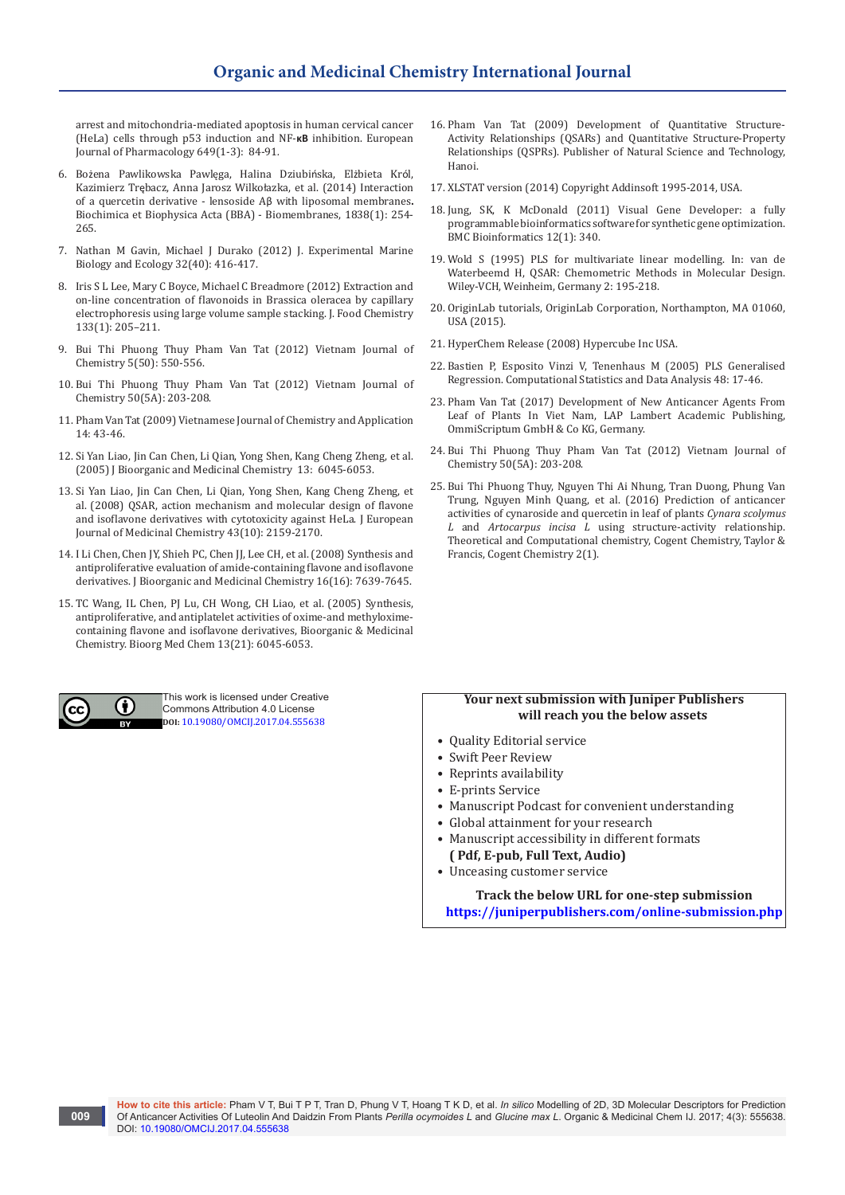arrest and mitochondria-mediated apoptosis in human cervical cancer (HeLa) cells through p53 induction and NF-κB inhibition. European Journal of Pharmacology 649(1-3): 84-91.

6. Bożena Pawlikowska Pawlęga, Halina Dziubińska, Elżbieta Król, Kazimierz Trębacz, Anna Jarosz Wilkołazka, et al. (2014) Interaction of a quercetin derivative - lensoside Aβ with liposomal membranes. Biochimica et Biophysica Acta (BBA) - Biomembranes, 1838(1): 254-265.
7. Nathan M Gavin, Michael J Durako (2012) J. Experimental Marine Biology and Ecology 32(40): 416-417.
8. Iris S L Lee, Mary C Boyce, Michael C Breadmore (2012) Extraction and on-line concentration of flavonoids in Brassica oleracea by capillary electrophoresis using large volume sample stacking. J. Food Chemistry 133(1): 205–211.
9. Bui Thi Phuong Thuy Pham Van Tat (2012) Vietnam Journal of Chemistry 5(50): 550-556.
10. Bui Thi Phuong Thuy Pham Van Tat (2012) Vietnam Journal of Chemistry 50(5A): 203-208.
11. Pham Van Tat (2009) Vietnamese Journal of Chemistry and Application 14: 43-46.
12. Si Yan Liao, Jin Can Chen, Li Qian, Yong Shen, Kang Cheng Zheng, et al. (2005) J Bioorganic and Medicinal Chemistry 13: 6045-6053.
13. Si Yan Liao, Jin Can Chen, Li Qian, Yong Shen, Kang Cheng Zheng, et al. (2008) QSAR, action mechanism and molecular design of flavone and isoflavone derivatives with cytotoxicity against HeLa. J European Journal of Medicinal Chemistry 43(10): 2159-2170.
14. I Li Chen, Chen JY, Shieh PC, Chen JJ, Lee CH, et al. (2008) Synthesis and antiproliferative evaluation of amide-containing flavone and isoflavone derivatives. J Bioorganic and Medicinal Chemistry 16(16): 7639-7645.
15. TC Wang, IL Chen, PJ Lu, CH Wong, CH Liao, et al. (2005) Synthesis, antiproliferative, and antiplatelet activities of oxime-and methyloxime-containing flavone and isoflavone derivatives, Bioorganic & Medicinal Chemistry. Bioorg Med Chem 13(21): 6045-6053.
16. Pham Van Tat (2009) Development of Quantitative Structure-Activity Relationships (QSARs) and Quantitative Structure-Property Relationships (QSPRs). Publisher of Natural Science and Technology, Hanoi.
17. XLSTAT version (2014) Copyright Addinsoft 1995-2014, USA.
18. Jung, SK, K McDonald (2011) Visual Gene Developer: a fully programmable bioinformatics software for synthetic gene optimization. BMC Bioinformatics 12(1): 340.
19. Wold S (1995) PLS for multivariate linear modelling. In: van de Waterbeemd H, QSAR: Chemometric Methods in Molecular Design. Wiley-VCH, Weinheim, Germany 2: 195-218.
20. OriginLab tutorials, OriginLab Corporation, Northampton, MA 01060, USA (2015).
21. HyperChem Release (2008) Hypercube Inc USA.
22. Bastien P, Esposito Vinzi V, Tenenhaus M (2005) PLS Generalised Regression. Computational Statistics and Data Analysis 48: 17-46.
23. Pham Van Tat (2017) Development of New Anticancer Agents From Leaf of Plants In Viet Nam, LAP Lambert Academic Publishing, OmmiScriptum GmbH & Co KG, Germany.
24. Bui Thi Phuong Thuy Pham Van Tat (2012) Vietnam Journal of Chemistry 50(5A): 203-208.
25. Bui Thi Phuong Thuy, Nguyen Thi Ai Nhung, Tran Duong, Phung Van Trung, Nguyen Minh Quang, et al. (2016) Prediction of anticancer activities of cynaroside and quercetin in leaf of plants *Cynara scolymus L* and *Artocarpus incisa L* using structure-activity relationship. Theoretical and Computational chemistry, Cogent Chemistry, Taylor & Francis, Cogent Chemistry 2(1).

This work is licensed under Creative Commons Attribution 4.0 License
**DOI:** 10.19080/OMCIJ.2017.04.555638

**Your next submission with Juniper Publishers will reach you the below assets**

- Quality Editorial service
- Swift Peer Review
- Reprints availability
- E-prints Service
- Manuscript Podcast for convenient understanding
- Global attainment for your research
- Manuscript accessibility in different formats **( Pdf, E-pub, Full Text, Audio)**
- Unceasing customer service

**Track the below URL for one-step submission**
**https://juniperpublishers.com/online-submission.php**

**How to cite this article:** Pham V T, Bui T P T, Tran D, Phung V T, Hoang T K D, et al. *In silico* Modelling of 2D, 3D Molecular Descriptors for Prediction Of Anticancer Activities Of Luteolin And Daidzin From Plants *Perilla ocymoides L* and *Glucine max L*. Organic & Medicinal Chem IJ. 2017; 4(3): 555638. DOI: 10.19080/OMCIJ.2017.04.555638